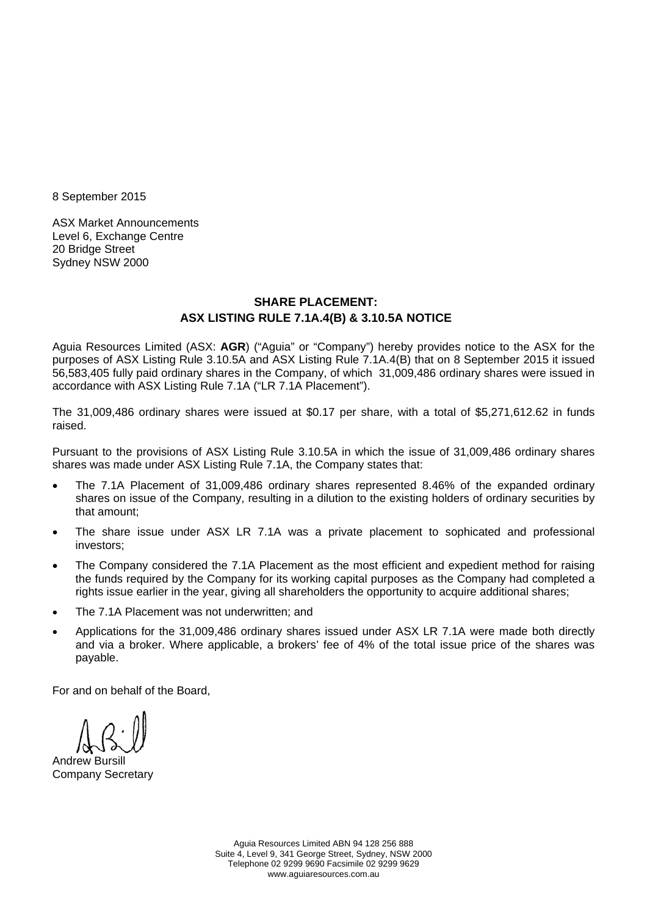8 September 2015

ASX Market Announcements
Level 6, Exchange Centre
20 Bridge Street
Sydney NSW 2000

**SHARE PLACEMENT:**
**ASX LISTING RULE 7.1A.4(B) & 3.10.5A NOTICE**

Aguia Resources Limited (ASX: **AGR**) ("Aguia" or "Company") hereby provides notice to the ASX for the purposes of ASX Listing Rule 3.10.5A and ASX Listing Rule 7.1A.4(B) that on 8 September 2015 it issued 56,583,405 fully paid ordinary shares in the Company, of which 31,009,486 ordinary shares were issued in accordance with ASX Listing Rule 7.1A ("LR 7.1A Placement").

The 31,009,486 ordinary shares were issued at $0.17 per share, with a total of $5,271,612.62 in funds raised.

Pursuant to the provisions of ASX Listing Rule 3.10.5A in which the issue of 31,009,486 ordinary shares shares was made under ASX Listing Rule 7.1A, the Company states that:

- The 7.1A Placement of 31,009,486 ordinary shares represented 8.46% of the expanded ordinary shares on issue of the Company, resulting in a dilution to the existing holders of ordinary securities by that amount;
- The share issue under ASX LR 7.1A was a private placement to sophicated and professional investors;
- The Company considered the 7.1A Placement as the most efficient and expedient method for raising the funds required by the Company for its working capital purposes as the Company had completed a rights issue earlier in the year, giving all shareholders the opportunity to acquire additional shares;
- The 7.1A Placement was not underwritten; and
- Applications for the 31,009,486 ordinary shares issued under ASX LR 7.1A were made both directly and via a broker. Where applicable, a brokers' fee of 4% of the total issue price of the shares was payable.

For and on behalf of the Board,

Andrew Bursill
Company Secretary

Aguia Resources Limited ABN 94 128 256 888
Suite 4, Level 9, 341 George Street, Sydney, NSW 2000
Telephone 02 9299 9690 Facsimile 02 9299 9629
www.aguiaresources.com.au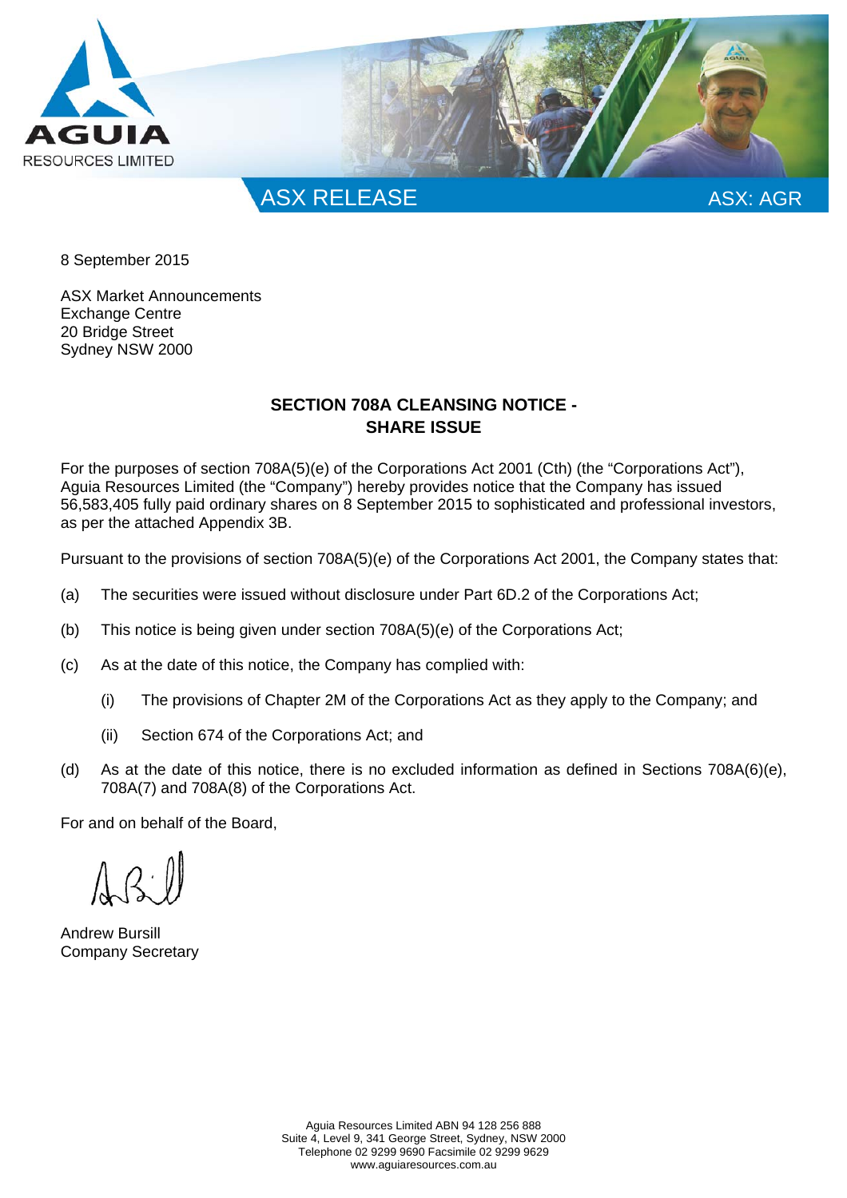AGUIA
RESOURCES LIMITED

ASX RELEASE ASX: AGR

8 September 2015

ASX Market Announcements
Exchange Centre
20 Bridge Street
Sydney NSW 2000

## SECTION 708A CLEANSING NOTICE - SHARE ISSUE

For the purposes of section 708A(5)(e) of the Corporations Act 2001 (Cth) (the "Corporations Act"), Aguia Resources Limited (the "Company") hereby provides notice that the Company has issued 56,583,405 fully paid ordinary shares on 8 September 2015 to sophisticated and professional investors, as per the attached Appendix 3B.

Pursuant to the provisions of section 708A(5)(e) of the Corporations Act 2001, the Company states that:

(a) The securities were issued without disclosure under Part 6D.2 of the Corporations Act;

(b) This notice is being given under section 708A(5)(e) of the Corporations Act;

(c) As at the date of this notice, the Company has complied with:

  (i) The provisions of Chapter 2M of the Corporations Act as they apply to the Company; and

  (ii) Section 674 of the Corporations Act; and

(d) As at the date of this notice, there is no excluded information as defined in Sections 708A(6)(e), 708A(7) and 708A(8) of the Corporations Act.

For and on behalf of the Board,

Andrew Bursill
Company Secretary

Aguia Resources Limited ABN 94 128 256 888
Suite 4, Level 9, 341 George Street, Sydney, NSW 2000
Telephone 02 9299 9690 Facsimile 02 9299 9629
www.aguiaresources.com.au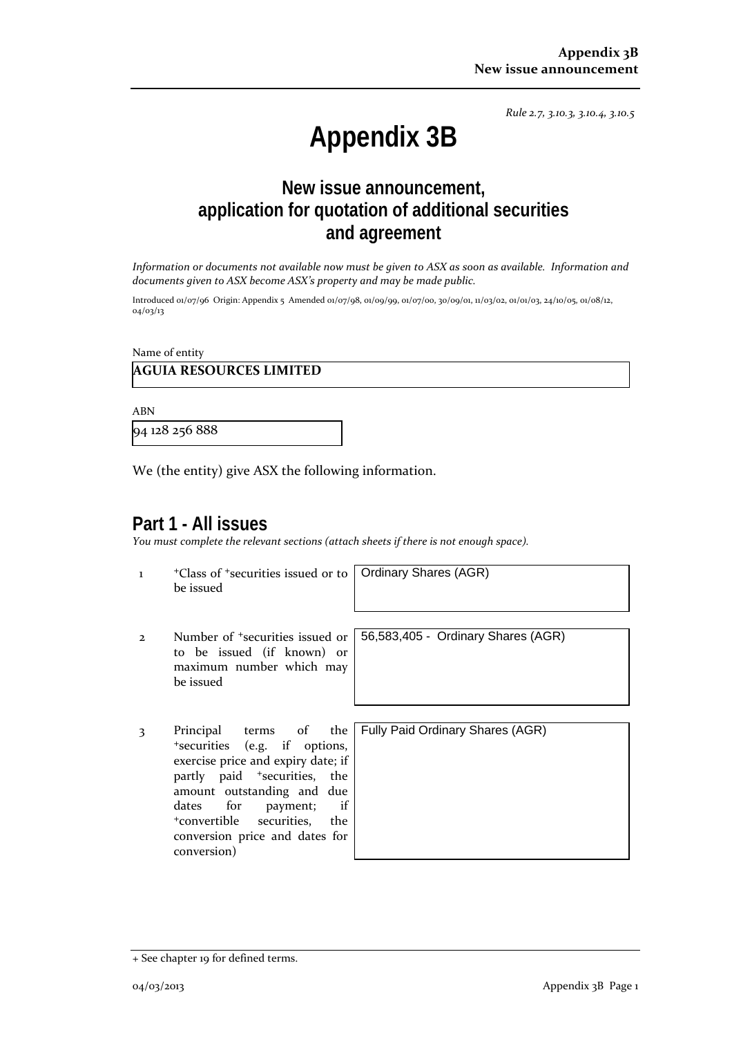*Rule 2.7, 3.10.3, 3.10.4, 3.10.5*

# Appendix 3B

## New issue announcement, application for quotation of additional securities and agreement

*Information or documents not available now must be given to ASX as soon as available. Information and documents given to ASX become ASX's property and may be made public.*

Introduced 01/07/96 Origin: Appendix 5 Amended 01/07/98, 01/09/99, 01/07/00, 30/09/01, 11/03/02, 01/01/03, 24/10/05, 01/08/12, 04/03/13

Name of entity

**AGUIA RESOURCES LIMITED**

ABN

94 128 256 888

We (the entity) give ASX the following information.

## Part 1 - All issues

*You must complete the relevant sections (attach sheets if there is not enough space).*

| | | |
|---|---|---|
| 1 | +Class of +securities issued or to be issued | Ordinary Shares (AGR) |
| 2 | Number of +securities issued or to be issued (if known) or maximum number which may be issued | 56,583,405 - Ordinary Shares (AGR) |
| 3 | Principal terms of the +securities (e.g. if options, exercise price and expiry date; if partly paid +securities, the amount outstanding and due dates for payment; if +convertible securities, the conversion price and dates for conversion) | Fully Paid Ordinary Shares (AGR) |

+ See chapter 19 for defined terms.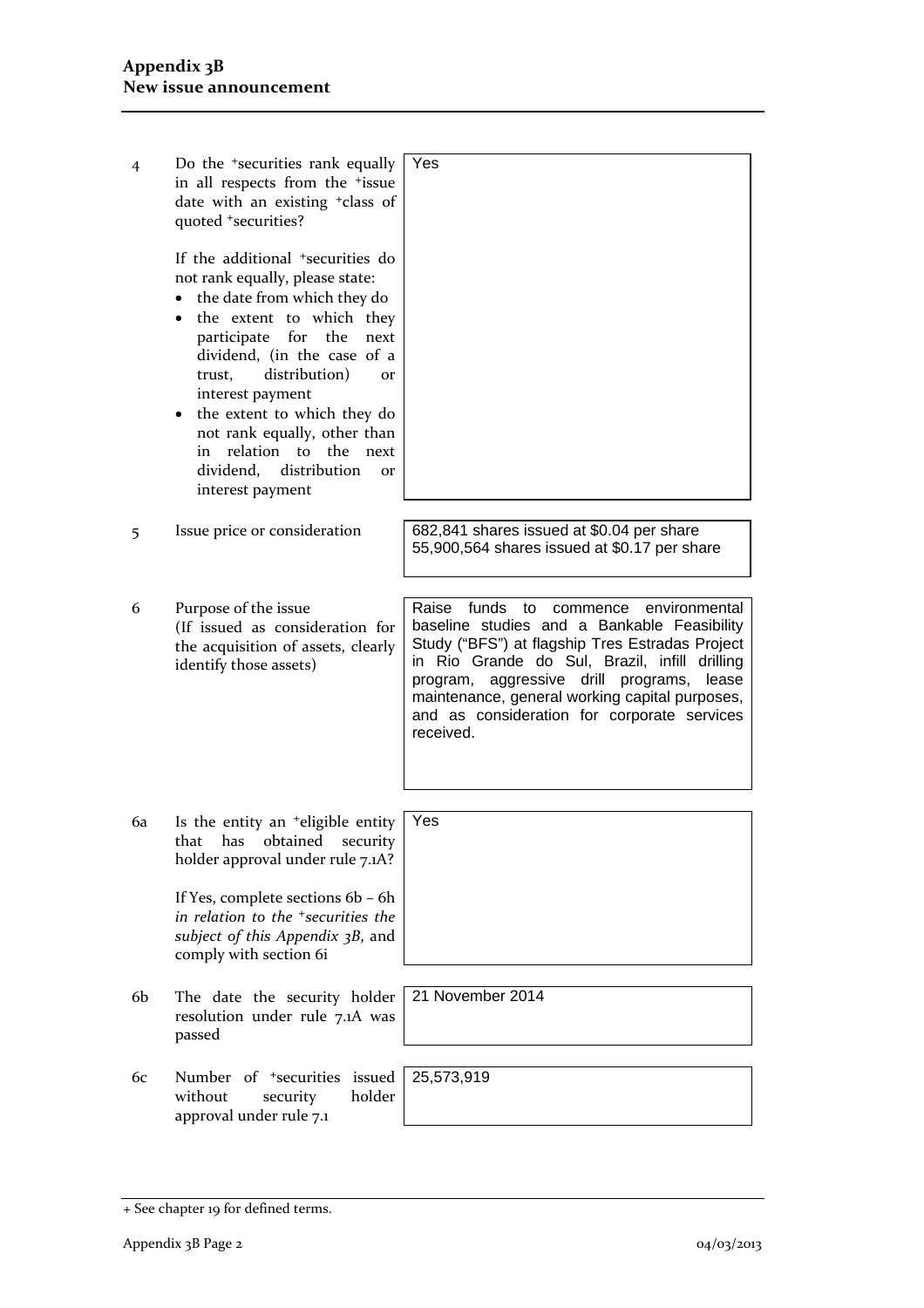| | | |
|---|---|---|
| 4 | Do the +securities rank equally in all respects from the +issue date with an existing +class of quoted +securities?<br><br>If the additional +securities do not rank equally, please state:<br>• the date from which they do<br>• the extent to which they participate for the next dividend, (in the case of a trust, distribution) or interest payment<br>• the extent to which they do not rank equally, other than in relation to the next dividend, distribution or interest payment | Yes |
| 5 | Issue price or consideration | 682,841 shares issued at $0.04 per share<br>55,900,564 shares issued at $0.17 per share |
| 6 | Purpose of the issue<br>(If issued as consideration for the acquisition of assets, clearly identify those assets) | Raise funds to commence environmental baseline studies and a Bankable Feasibility Study ("BFS") at flagship Tres Estradas Project in Rio Grande do Sul, Brazil, infill drilling program, aggressive drill programs, lease maintenance, general working capital purposes, and as consideration for corporate services received. |
| 6a | Is the entity an +eligible entity that has obtained security holder approval under rule 7.1A?<br><br>If Yes, complete sections 6b – 6h *in relation to the +securities the subject of this Appendix 3B*, and comply with section 6i | Yes |
| 6b | The date the security holder resolution under rule 7.1A was passed | 21 November 2014 |
| 6c | Number of +securities issued without security holder approval under rule 7.1 | 25,573,919 |

+ See chapter 19 for defined terms.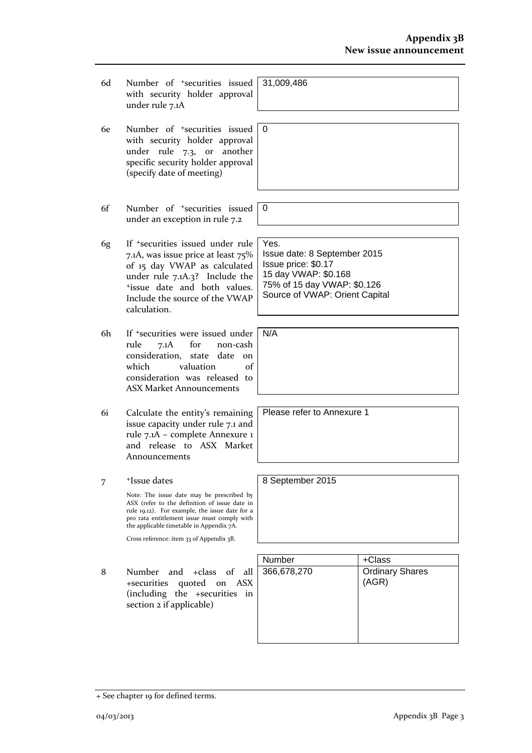| | | |
|---|---|---|
| 6d | Number of +securities issued with security holder approval under rule 7.1A | 31,009,486 |
| 6e | Number of +securities issued with security holder approval under rule 7.3, or another specific security holder approval (specify date of meeting) | 0 |
| 6f | Number of +securities issued under an exception in rule 7.2 | 0 |
| 6g | If +securities issued under rule 7.1A, was issue price at least 75% of 15 day VWAP as calculated under rule 7.1A.3? Include the +issue date and both values. Include the source of the VWAP calculation. | Yes.<br>Issue date: 8 September 2015<br>Issue price: $0.17<br>15 day VWAP: $0.168<br>75% of 15 day VWAP: $0.126<br>Source of VWAP: Orient Capital |
| 6h | If +securities were issued under rule 7.1A for non-cash consideration, state date on which valuation of consideration was released to ASX Market Announcements | N/A |
| 6i | Calculate the entity's remaining issue capacity under rule 7.1 and rule 7.1A – complete Annexure 1 and release to ASX Market Announcements | Please refer to Annexure 1 |
| 7 | +Issue dates<br><br>Note: The issue date may be prescribed by ASX (refer to the definition of issue date in rule 19.12). For example, the issue date for a pro rata entitlement issue must comply with the applicable timetable in Appendix 7A.<br><br>Cross reference: item 33 of Appendix 3B. | 8 September 2015 |

| | | Number | +Class |
|---|---|---|---|
| 8 | Number and +class of all +securities quoted on ASX (including the +securities in section 2 if applicable) | 366,678,270 | Ordinary Shares (AGR) |

+ See chapter 19 for defined terms.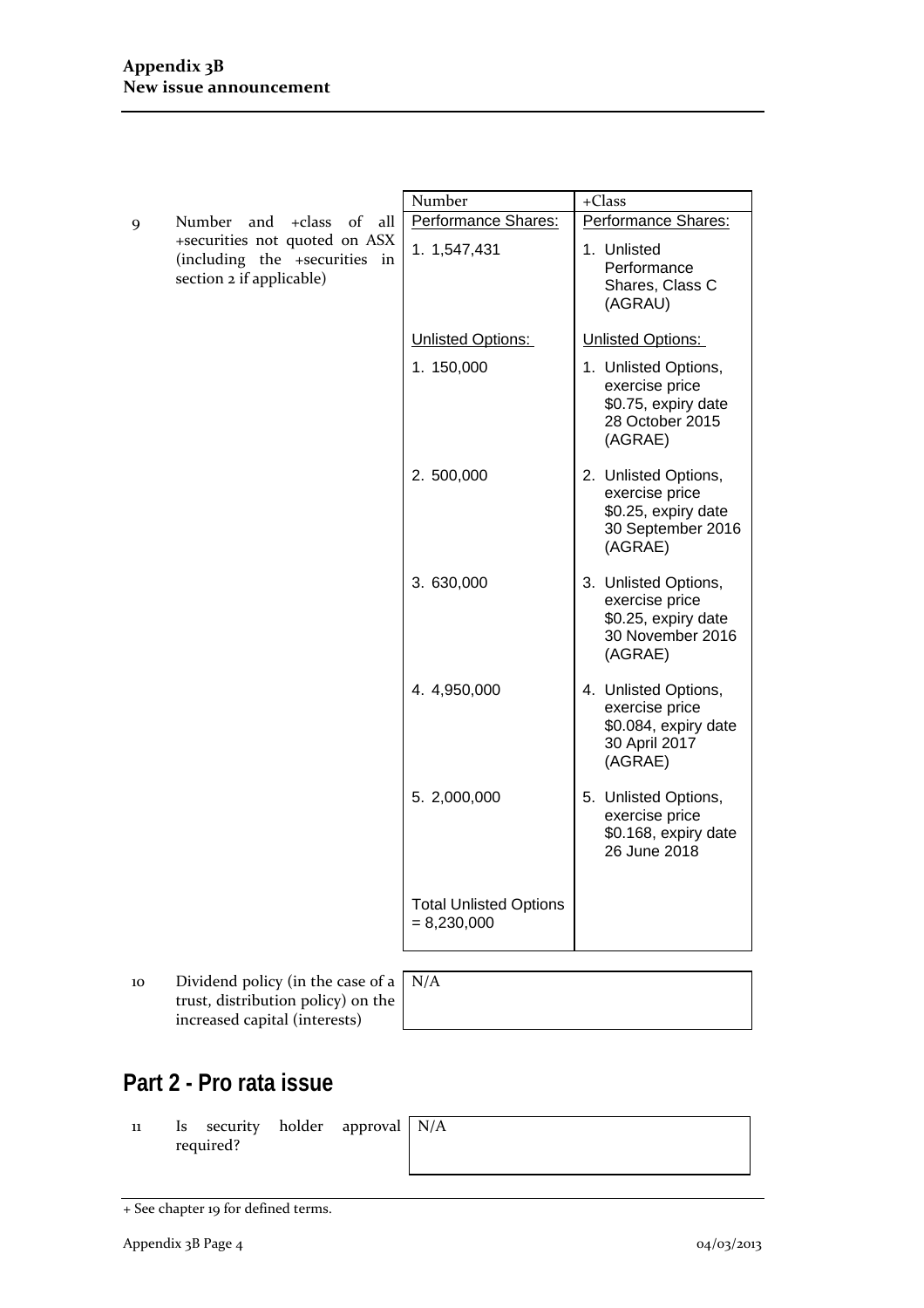| | | Number | +Class |
|---|---|---|---|
| 9 | Number and +class of all +securities not quoted on ASX (including the +securities in section 2 if applicable) | Performance Shares: | Performance Shares: |
| | | 1. 1,547,431 | 1. Unlisted Performance Shares, Class C (AGRAU) |
| | | Unlisted Options: | Unlisted Options: |
| | | 1. 150,000 | 1. Unlisted Options, exercise price $0.75, expiry date 28 October 2015 (AGRAE) |
| | | 2. 500,000 | 2. Unlisted Options, exercise price $0.25, expiry date 30 September 2016 (AGRAE) |
| | | 3. 630,000 | 3. Unlisted Options, exercise price $0.25, expiry date 30 November 2016 (AGRAE) |
| | | 4. 4,950,000 | 4. Unlisted Options, exercise price $0.084, expiry date 30 April 2017 (AGRAE) |
| | | 5. 2,000,000 | 5. Unlisted Options, exercise price $0.168, expiry date 26 June 2018 |
| | | Total Unlisted Options = 8,230,000 | |

| | | |
|---|---|---|
| 10 | Dividend policy (in the case of a trust, distribution policy) on the increased capital (interests) | N/A |

## Part 2 - Pro rata issue

| | | |
|---|---|---|
| 11 | Is security holder approval required? | N/A |

+ See chapter 19 for defined terms.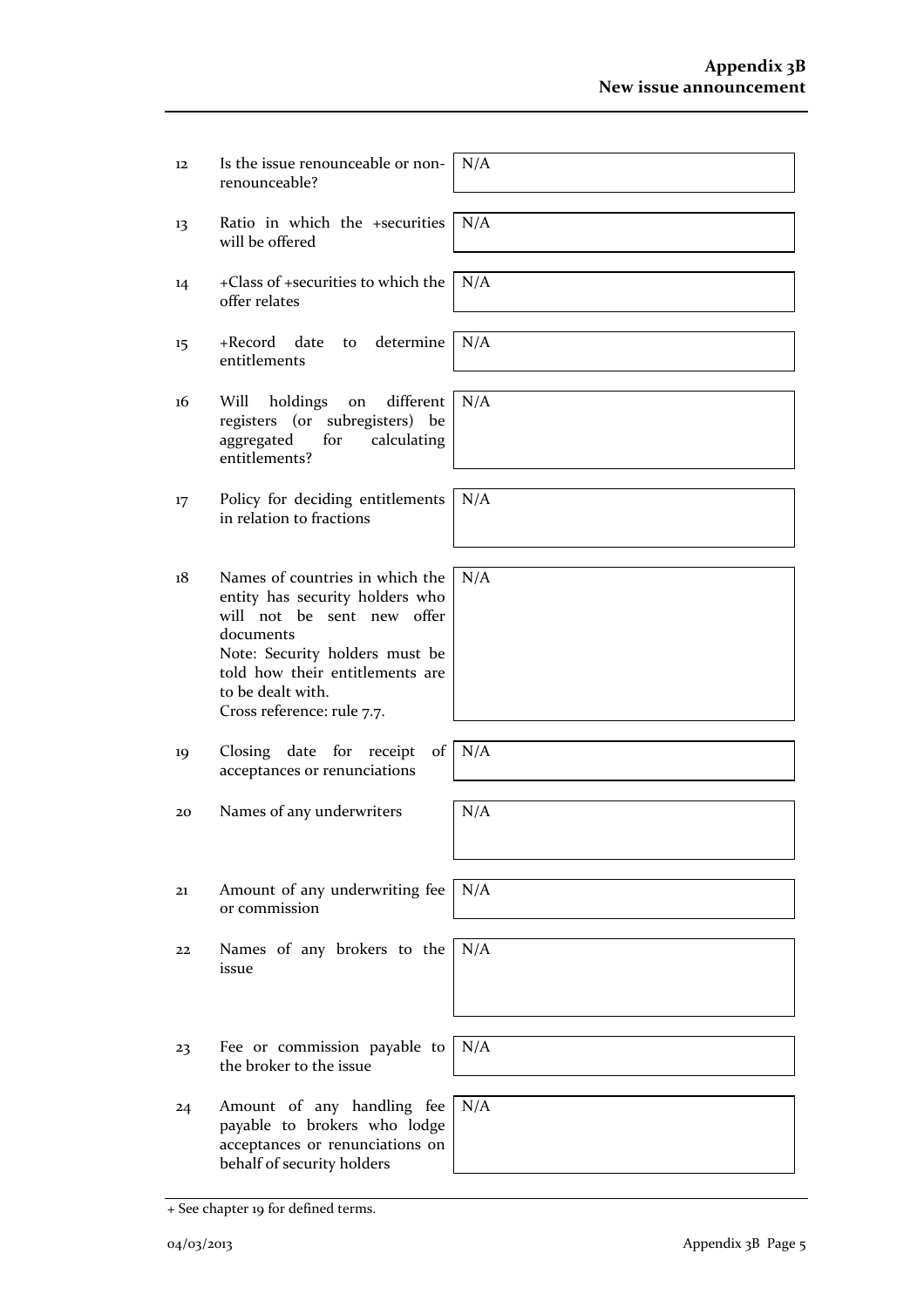| | | |
|---|---|---|
| 12 | Is the issue renounceable or non-renounceable? | N/A |
| 13 | Ratio in which the +securities will be offered | N/A |
| 14 | +Class of +securities to which the offer relates | N/A |
| 15 | +Record date to determine entitlements | N/A |
| 16 | Will holdings on different registers (or subregisters) be aggregated for calculating entitlements? | N/A |
| 17 | Policy for deciding entitlements in relation to fractions | N/A |
| 18 | Names of countries in which the entity has security holders who will not be sent new offer documents<br>Note: Security holders must be told how their entitlements are to be dealt with.<br>Cross reference: rule 7.7. | N/A |
| 19 | Closing date for receipt of acceptances or renunciations | N/A |
| 20 | Names of any underwriters | N/A |
| 21 | Amount of any underwriting fee or commission | N/A |
| 22 | Names of any brokers to the issue | N/A |
| 23 | Fee or commission payable to the broker to the issue | N/A |
| 24 | Amount of any handling fee payable to brokers who lodge acceptances or renunciations on behalf of security holders | N/A |

+ See chapter 19 for defined terms.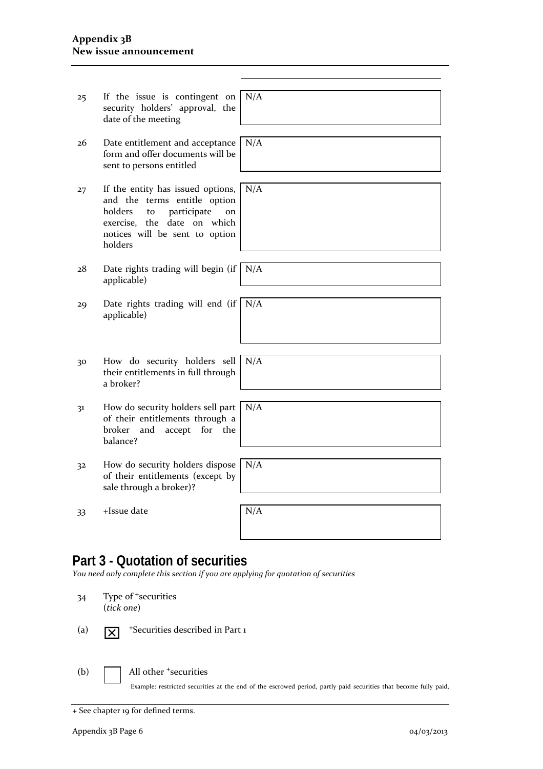| | | |
|---|---|---|
| 25 | If the issue is contingent on security holders' approval, the date of the meeting | N/A |
| 26 | Date entitlement and acceptance form and offer documents will be sent to persons entitled | N/A |
| 27 | If the entity has issued options, and the terms entitle option holders to participate on exercise, the date on which notices will be sent to option holders | N/A |
| 28 | Date rights trading will begin (if applicable) | N/A |
| 29 | Date rights trading will end (if applicable) | N/A |
| 30 | How do security holders sell their entitlements in full through a broker? | N/A |
| 31 | How do security holders sell part of their entitlements through a broker and accept for the balance? | N/A |
| 32 | How do security holders dispose of their entitlements (except by sale through a broker)? | N/A |
| 33 | +Issue date | N/A |

## Part 3 - Quotation of securities

*You need only complete this section if you are applying for quotation of securities*

34 Type of +securities
(*tick one*)

(a) ☒ +Securities described in Part 1

(b) ☐ All other +securities

Example: restricted securities at the end of the escrowed period, partly paid securities that become fully paid,

+ See chapter 19 for defined terms.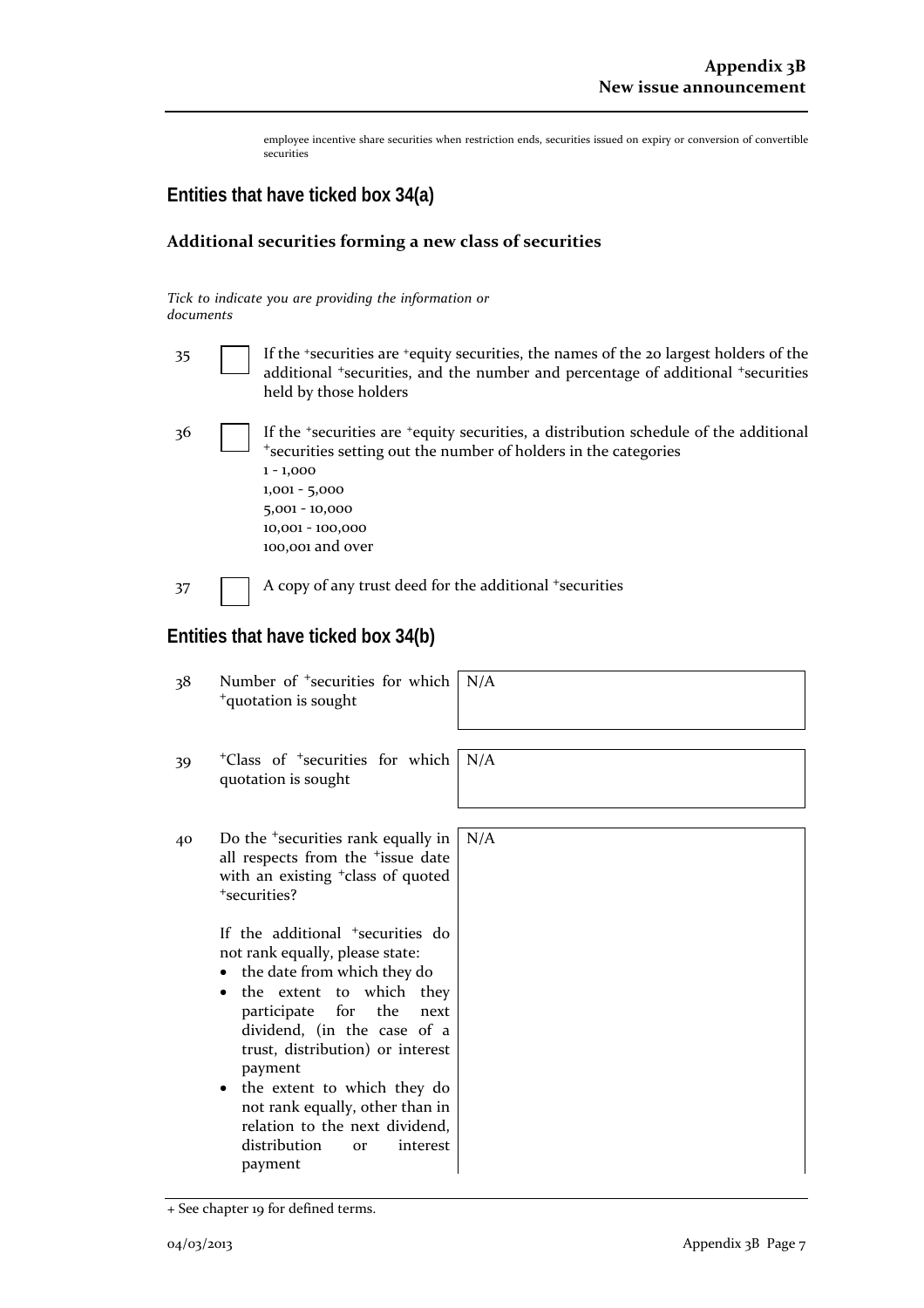employee incentive share securities when restriction ends, securities issued on expiry or conversion of convertible securities

## Entities that have ticked box 34(a)

### Additional securities forming a new class of securities

*Tick to indicate you are providing the information or documents*

35 ☐ If the +securities are +equity securities, the names of the 20 largest holders of the additional +securities, and the number and percentage of additional +securities held by those holders

36 ☐ If the +securities are +equity securities, a distribution schedule of the additional +securities setting out the number of holders in the categories
1 - 1,000
1,001 - 5,000
5,001 - 10,000
10,001 - 100,000
100,001 and over

37 ☐ A copy of any trust deed for the additional +securities

## Entities that have ticked box 34(b)

| | | |
|---|---|---|
| 38 | Number of +securities for which +quotation is sought | N/A |
| 39 | +Class of +securities for which quotation is sought | N/A |
| 40 | Do the +securities rank equally in all respects from the +issue date with an existing +class of quoted +securities?<br><br>If the additional +securities do not rank equally, please state:<br>• the date from which they do<br>• the extent to which they participate for the next dividend, (in the case of a trust, distribution) or interest payment<br>• the extent to which they do not rank equally, other than in relation to the next dividend, distribution or interest payment | N/A |

+ See chapter 19 for defined terms.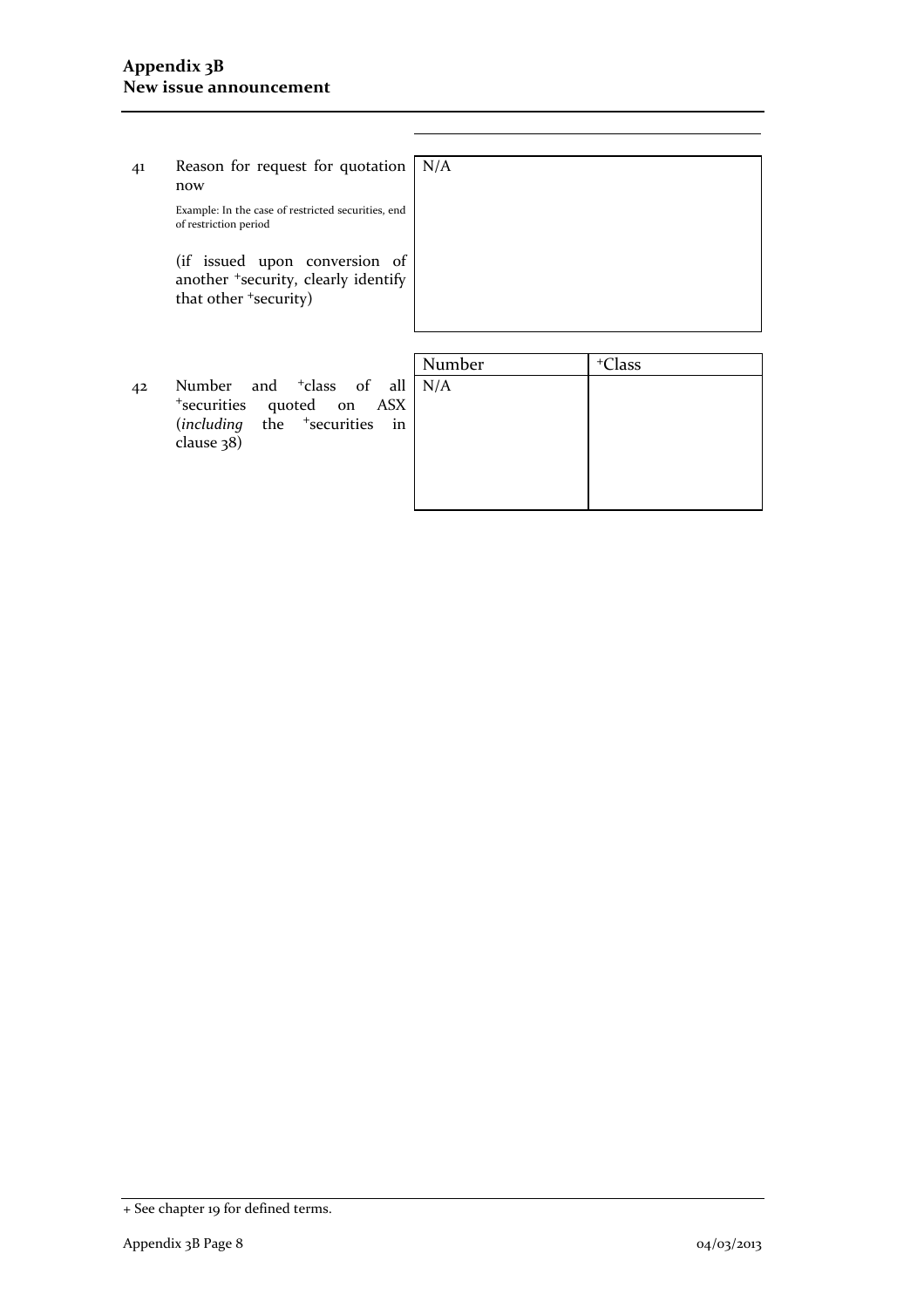| | | |
|---|---|---|
| 41 | Reason for request for quotation now<br><br>Example: In the case of restricted securities, end of restriction period<br><br>(if issued upon conversion of another +security, clearly identify that other +security) | N/A |

| | | Number | +Class |
|---|---|---|---|
| 42 | Number and +class of all +securities quoted on ASX (*including* the +securities in clause 38) | N/A | |

+ See chapter 19 for defined terms.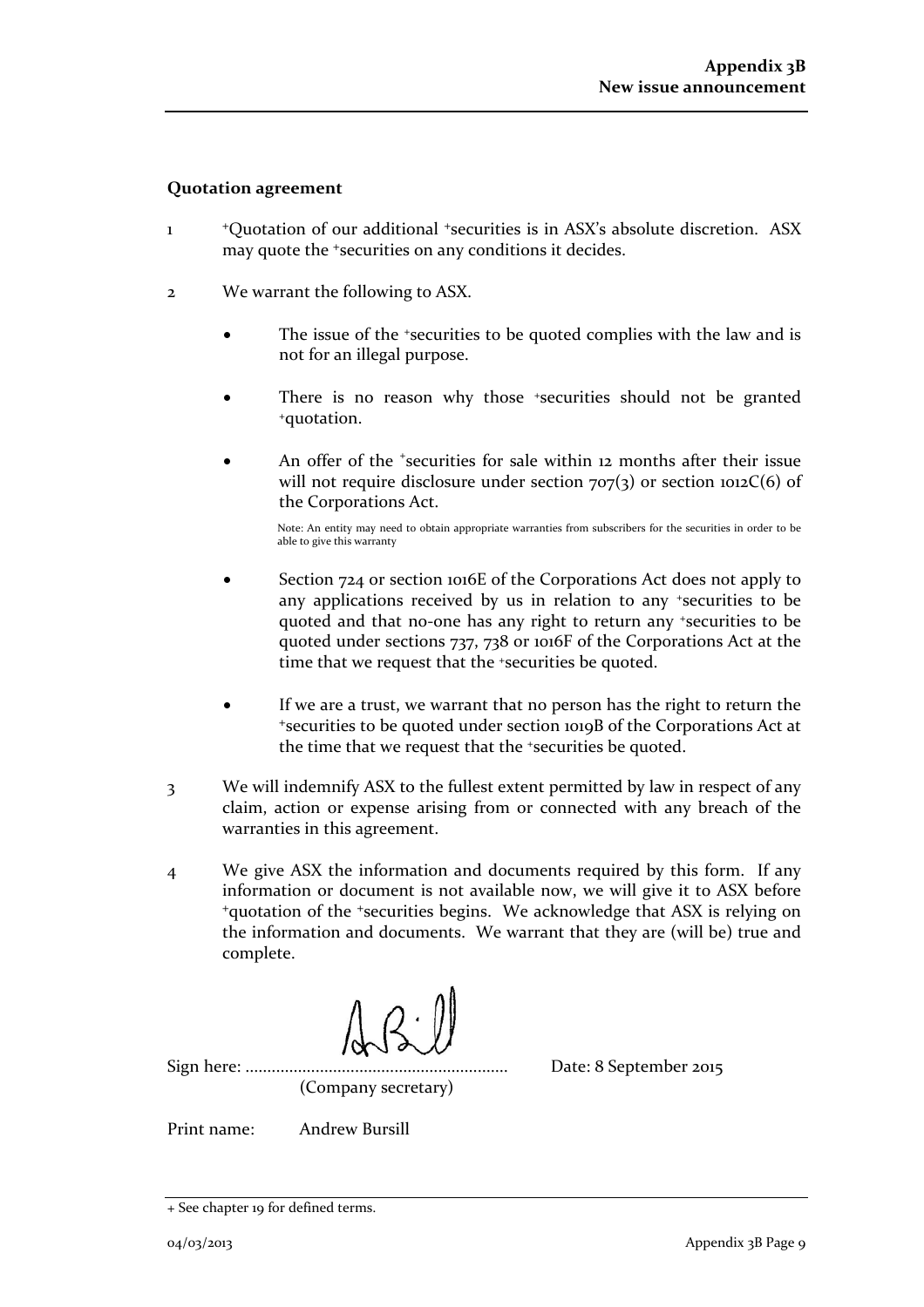## Quotation agreement

1 +Quotation of our additional +securities is in ASX's absolute discretion. ASX may quote the +securities on any conditions it decides.

2 We warrant the following to ASX.

- The issue of the +securities to be quoted complies with the law and is not for an illegal purpose.
- There is no reason why those +securities should not be granted +quotation.
- An offer of the +securities for sale within 12 months after their issue will not require disclosure under section 707(3) or section 1012C(6) of the Corporations Act.

  Note: An entity may need to obtain appropriate warranties from subscribers for the securities in order to be able to give this warranty

- Section 724 or section 1016E of the Corporations Act does not apply to any applications received by us in relation to any +securities to be quoted and that no-one has any right to return any +securities to be quoted under sections 737, 738 or 1016F of the Corporations Act at the time that we request that the +securities be quoted.
- If we are a trust, we warrant that no person has the right to return the +securities to be quoted under section 1019B of the Corporations Act at the time that we request that the +securities be quoted.

3 We will indemnify ASX to the fullest extent permitted by law in respect of any claim, action or expense arising from or connected with any breach of the warranties in this agreement.

4 We give ASX the information and documents required by this form. If any information or document is not available now, we will give it to ASX before +quotation of the +securities begins. We acknowledge that ASX is relying on the information and documents. We warrant that they are (will be) true and complete.

Sign here: ............................................................ Date: 8 September 2015
(Company secretary)

Print name: Andrew Bursill

+ See chapter 19 for defined terms.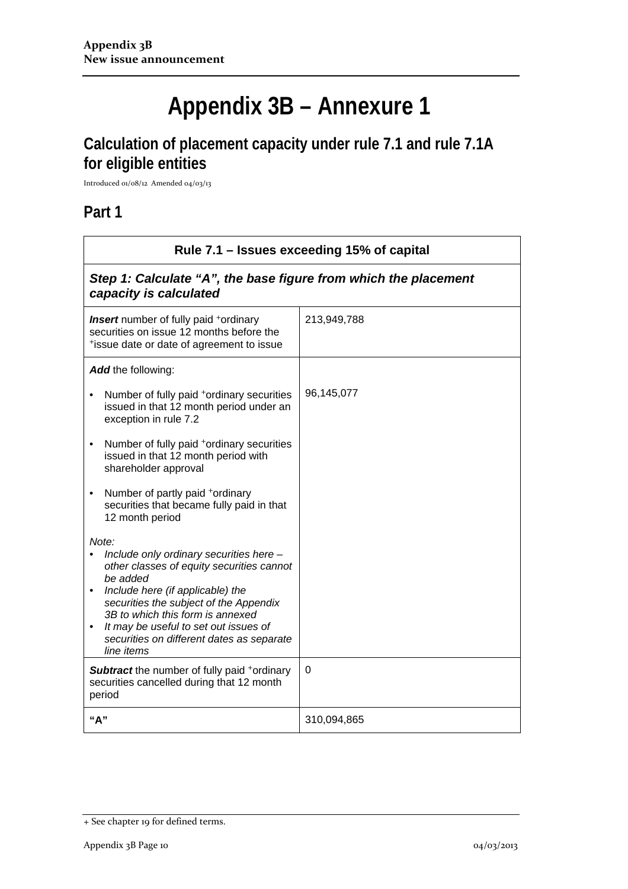# Appendix 3B – Annexure 1

## Calculation of placement capacity under rule 7.1 and rule 7.1A for eligible entities

Introduced 01/08/12 Amended 04/03/13

## Part 1

| Rule 7.1 – Issues exceeding 15% of capital | |
|---|---|
| ***Step 1: Calculate "A", the base figure from which the placement capacity is calculated*** | |
| ***Insert*** number of fully paid +ordinary securities on issue 12 months before the +issue date or date of agreement to issue | 213,949,788 |
| ***Add*** the following:<br>• Number of fully paid +ordinary securities issued in that 12 month period under an exception in rule 7.2<br>• Number of fully paid +ordinary securities issued in that 12 month period with shareholder approval<br>• Number of partly paid +ordinary securities that became fully paid in that 12 month period<br>*Note:*<br>• *Include only ordinary securities here – other classes of equity securities cannot be added*<br>• *Include here (if applicable) the securities the subject of the Appendix 3B to which this form is annexed*<br>• *It may be useful to set out issues of securities on different dates as separate line items* | 96,145,077 |
| ***Subtract*** the number of fully paid +ordinary securities cancelled during that 12 month period | 0 |
| **"A"** | 310,094,865 |

+ See chapter 19 for defined terms.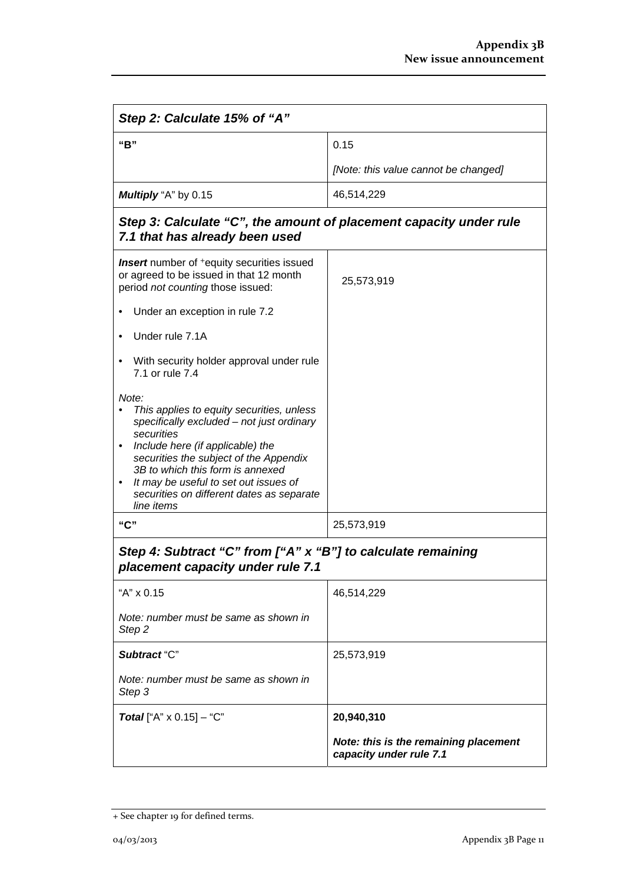| Step 2: Calculate 15% of "A" | |
|---|---|
| **"B"** | 0.15<br><br>*[Note: this value cannot be changed]* |
| ***Multiply*** "A" by 0.15 | 46,514,229 |

| Step 3: Calculate "C", the amount of placement capacity under rule 7.1 that has already been used | |
|---|---|
| ***Insert*** number of +equity securities issued or agreed to be issued in that 12 month period *not counting* those issued:<br><br>• Under an exception in rule 7.2<br><br>• Under rule 7.1A<br><br>• With security holder approval under rule 7.1 or rule 7.4<br><br>*Note:*<br>• *This applies to equity securities, unless specifically excluded – not just ordinary securities*<br>• *Include here (if applicable) the securities the subject of the Appendix 3B to which this form is annexed*<br>• *It may be useful to set out issues of securities on different dates as separate line items* | 25,573,919 |
| **"C"** | 25,573,919 |

| Step 4: Subtract "C" from ["A" x "B"] to calculate remaining placement capacity under rule 7.1 | |
|---|---|
| "A" x 0.15<br><br>*Note: number must be same as shown in Step 2* | 46,514,229 |
| ***Subtract*** "C"<br><br>*Note: number must be same as shown in Step 3* | 25,573,919 |
| ***Total*** ["A" x 0.15] – "C" | **20,940,310**<br><br>***Note: this is the remaining placement capacity under rule 7.1*** |

+ See chapter 19 for defined terms.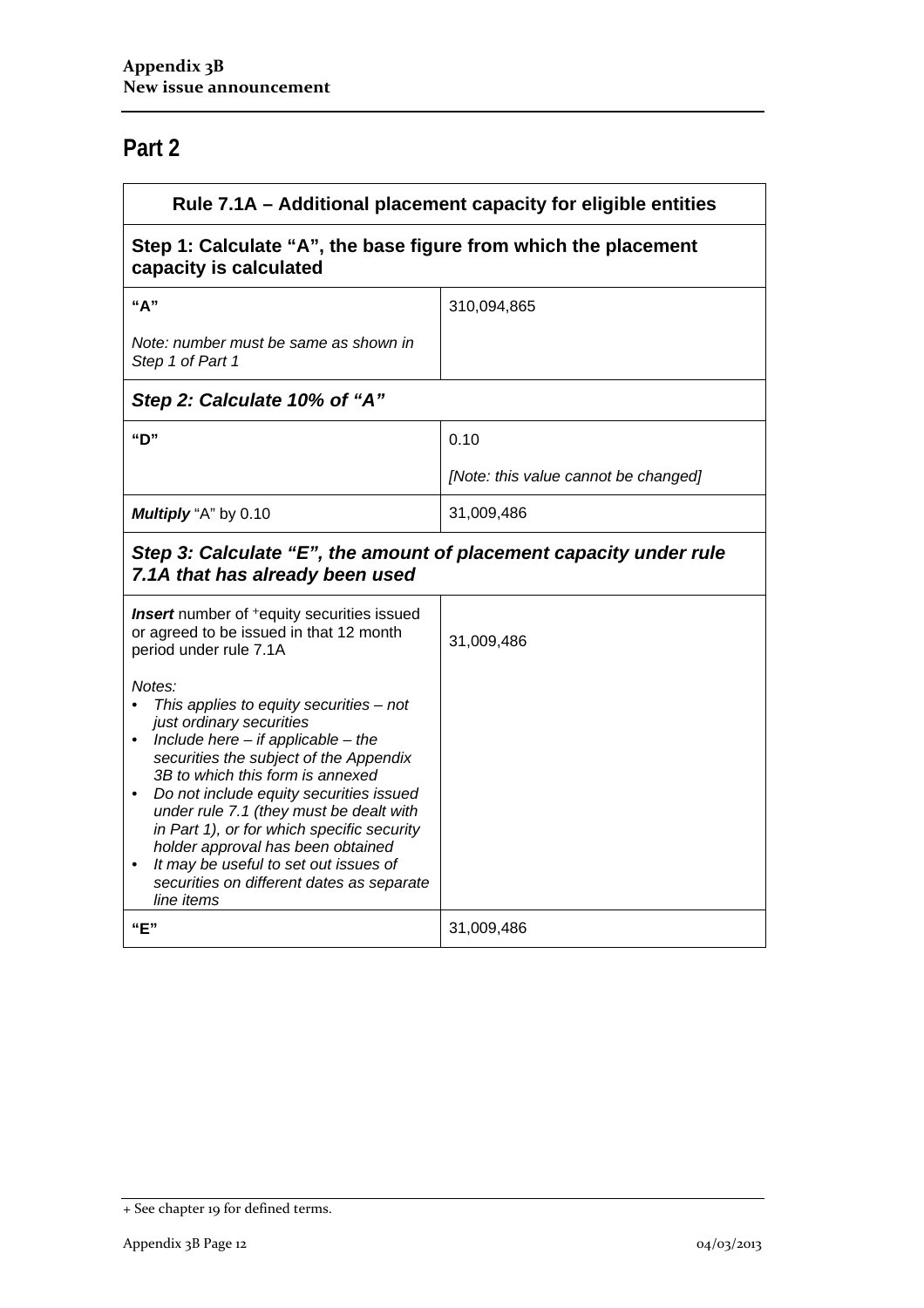## Part 2

| Rule 7.1A – Additional placement capacity for eligible entities | |
|---|---|
| **Step 1: Calculate "A", the base figure from which the placement capacity is calculated** | |
| **"A"**<br><br>*Note: number must be same as shown in Step 1 of Part 1* | 310,094,865 |
| ***Step 2: Calculate 10% of "A"*** | |
| **"D"** | 0.10<br><br>*[Note: this value cannot be changed]* |
| ***Multiply*** "A" by 0.10 | 31,009,486 |
| ***Step 3: Calculate "E", the amount of placement capacity under rule 7.1A that has already been used*** | |
| ***Insert*** number of +equity securities issued or agreed to be issued in that 12 month period under rule 7.1A<br><br>*Notes:*<br>• *This applies to equity securities – not just ordinary securities*<br>• *Include here – if applicable – the securities the subject of the Appendix 3B to which this form is annexed*<br>• *Do not include equity securities issued under rule 7.1 (they must be dealt with in Part 1), or for which specific security holder approval has been obtained*<br>• *It may be useful to set out issues of securities on different dates as separate line items* | 31,009,486 |
| **"E"** | 31,009,486 |

+ See chapter 19 for defined terms.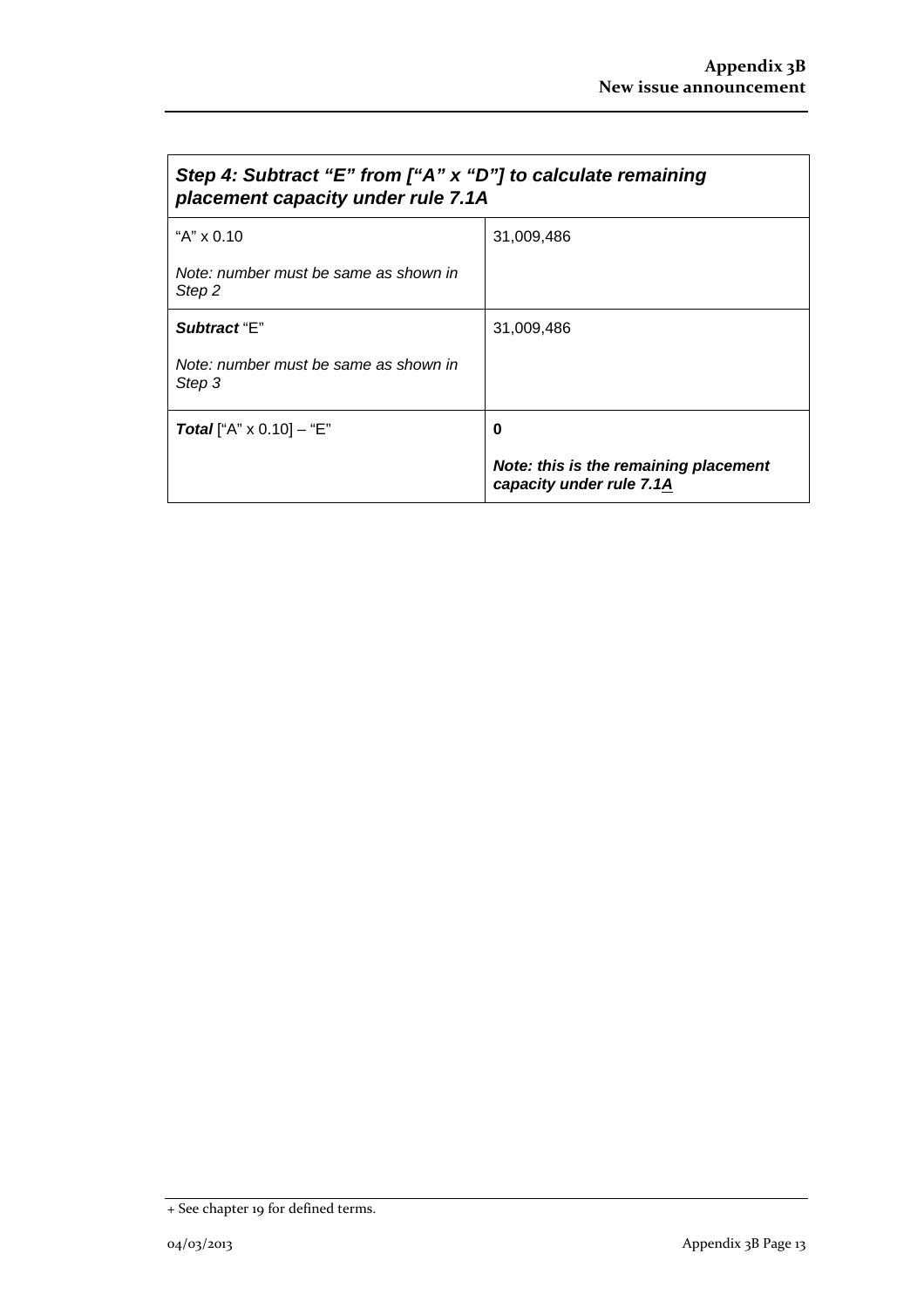| ***Step 4: Subtract "E" from ["A" x "D"] to calculate remaining placement capacity under rule 7.1A*** | |
|---|---|
| "A" x 0.10<br><br>*Note: number must be same as shown in Step 2* | 31,009,486 |
| ***Subtract*** "E"<br><br>*Note: number must be same as shown in Step 3* | 31,009,486 |
| ***Total*** ["A" x 0.10] – "E" | **0**<br><br>***Note: this is the remaining placement capacity under rule 7.1A*** |

+ See chapter 19 for defined terms.